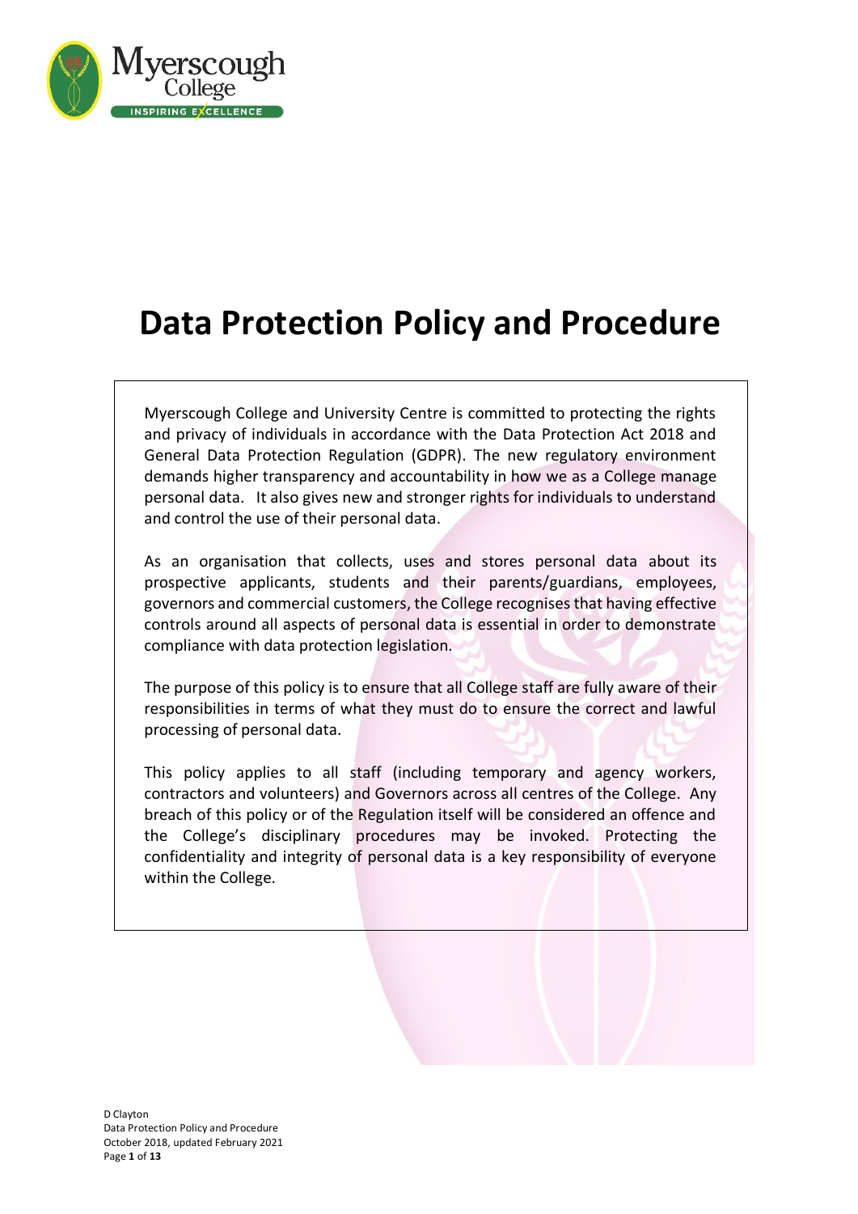# Data Protection Policy and Procedure

Myerscough College and University Centre is committed to protecting the rights and privacy of individuals in accordance with the Data Protection Act 2018 and General Data Protection Regulation (GDPR). The new regulatory environment demands higher transparency and accountability in how we as a College manage personal data. It also gives new and stronger rights for individuals to understand and control the use of their personal data.

As an organisation that collects, uses and stores personal data about its prospective applicants, students and their parents/guardians, employees, governors and commercial customers, the College recognises that having effective controls around all aspects of personal data is essential in order to demonstrate compliance with data protection legislation.

The purpose of this policy is to ensure that all College staff are fully aware of their responsibilities in terms of what they must do to ensure the correct and lawful processing of personal data.

This policy applies to all staff (including temporary and agency workers, contractors and volunteers) and Governors across all centres of the College. Any breach of this policy or of the Regulation itself will be considered an offence and the College's disciplinary procedures may be invoked. Protecting the confidentiality and integrity of personal data is a key responsibility of everyone within the College.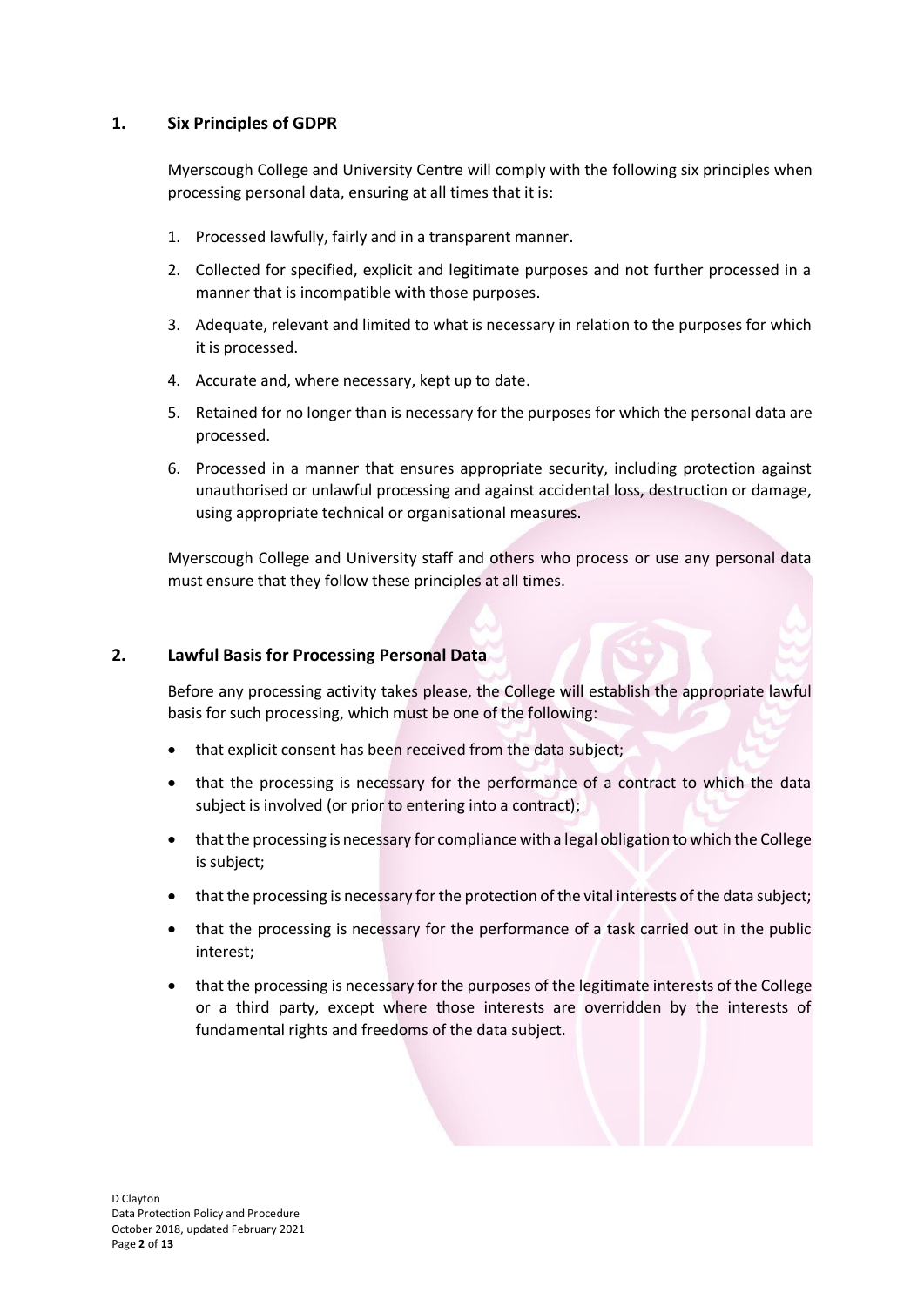## 1. Six Principles of GDPR

Myerscough College and University Centre will comply with the following six principles when processing personal data, ensuring at all times that it is:

1. Processed lawfully, fairly and in a transparent manner.
2. Collected for specified, explicit and legitimate purposes and not further processed in a manner that is incompatible with those purposes.
3. Adequate, relevant and limited to what is necessary in relation to the purposes for which it is processed.
4. Accurate and, where necessary, kept up to date.
5. Retained for no longer than is necessary for the purposes for which the personal data are processed.
6. Processed in a manner that ensures appropriate security, including protection against unauthorised or unlawful processing and against accidental loss, destruction or damage, using appropriate technical or organisational measures.

Myerscough College and University staff and others who process or use any personal data must ensure that they follow these principles at all times.

## 2. Lawful Basis for Processing Personal Data

Before any processing activity takes please, the College will establish the appropriate lawful basis for such processing, which must be one of the following:

- that explicit consent has been received from the data subject;
- that the processing is necessary for the performance of a contract to which the data subject is involved (or prior to entering into a contract);
- that the processing is necessary for compliance with a legal obligation to which the College is subject;
- that the processing is necessary for the protection of the vital interests of the data subject;
- that the processing is necessary for the performance of a task carried out in the public interest;
- that the processing is necessary for the purposes of the legitimate interests of the College or a third party, except where those interests are overridden by the interests of fundamental rights and freedoms of the data subject.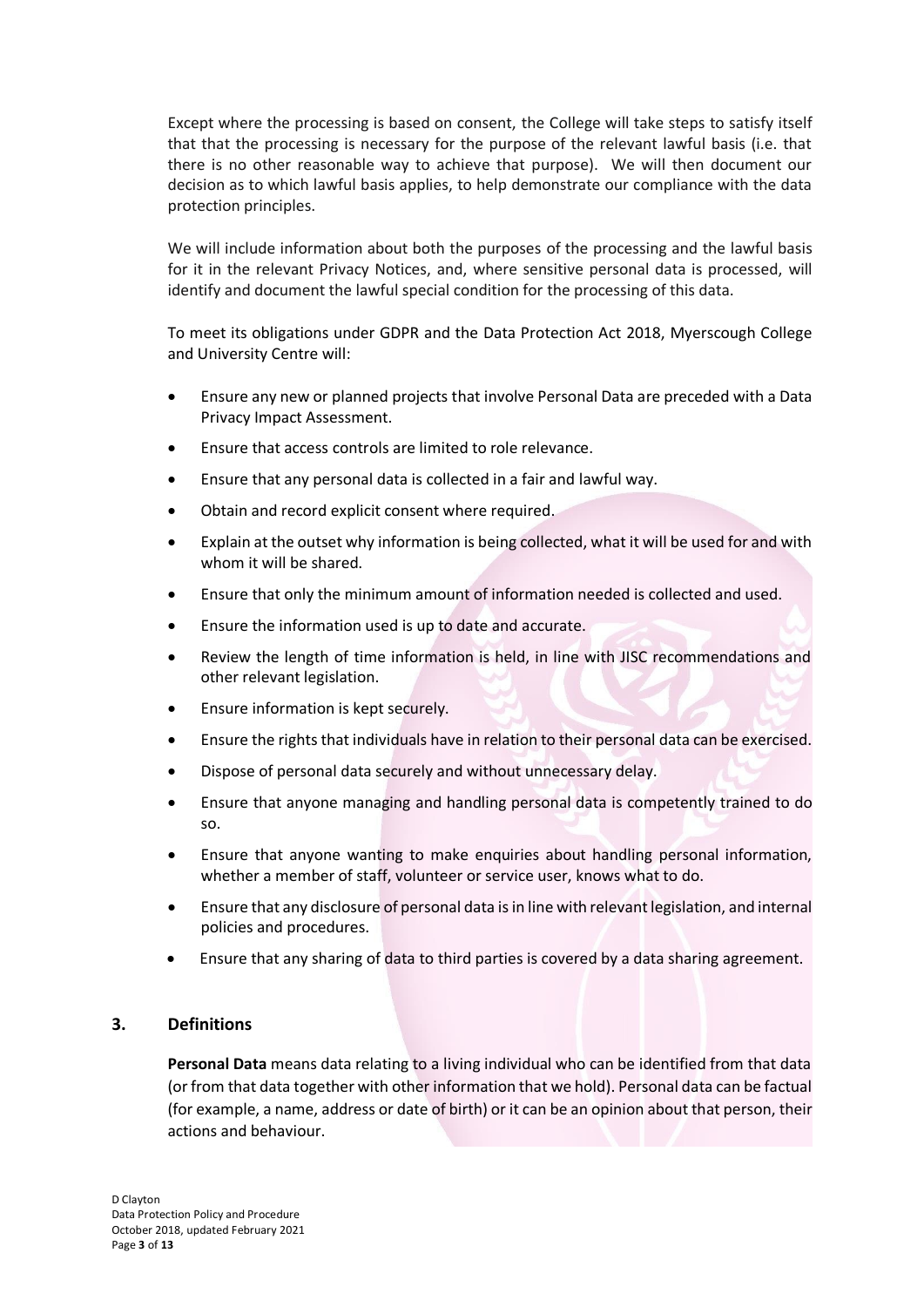Except where the processing is based on consent, the College will take steps to satisfy itself that that the processing is necessary for the purpose of the relevant lawful basis (i.e. that there is no other reasonable way to achieve that purpose). We will then document our decision as to which lawful basis applies, to help demonstrate our compliance with the data protection principles.

We will include information about both the purposes of the processing and the lawful basis for it in the relevant Privacy Notices, and, where sensitive personal data is processed, will identify and document the lawful special condition for the processing of this data.

To meet its obligations under GDPR and the Data Protection Act 2018, Myerscough College and University Centre will:

- Ensure any new or planned projects that involve Personal Data are preceded with a Data Privacy Impact Assessment.
- Ensure that access controls are limited to role relevance.
- Ensure that any personal data is collected in a fair and lawful way.
- Obtain and record explicit consent where required.
- Explain at the outset why information is being collected, what it will be used for and with whom it will be shared.
- Ensure that only the minimum amount of information needed is collected and used.
- Ensure the information used is up to date and accurate.
- Review the length of time information is held, in line with JISC recommendations and other relevant legislation.
- Ensure information is kept securely.
- Ensure the rights that individuals have in relation to their personal data can be exercised.
- Dispose of personal data securely and without unnecessary delay.
- Ensure that anyone managing and handling personal data is competently trained to do so.
- Ensure that anyone wanting to make enquiries about handling personal information, whether a member of staff, volunteer or service user, knows what to do.
- Ensure that any disclosure of personal data is in line with relevant legislation, and internal policies and procedures.
- Ensure that any sharing of data to third parties is covered by a data sharing agreement.

## 3. Definitions

**Personal Data** means data relating to a living individual who can be identified from that data (or from that data together with other information that we hold). Personal data can be factual (for example, a name, address or date of birth) or it can be an opinion about that person, their actions and behaviour.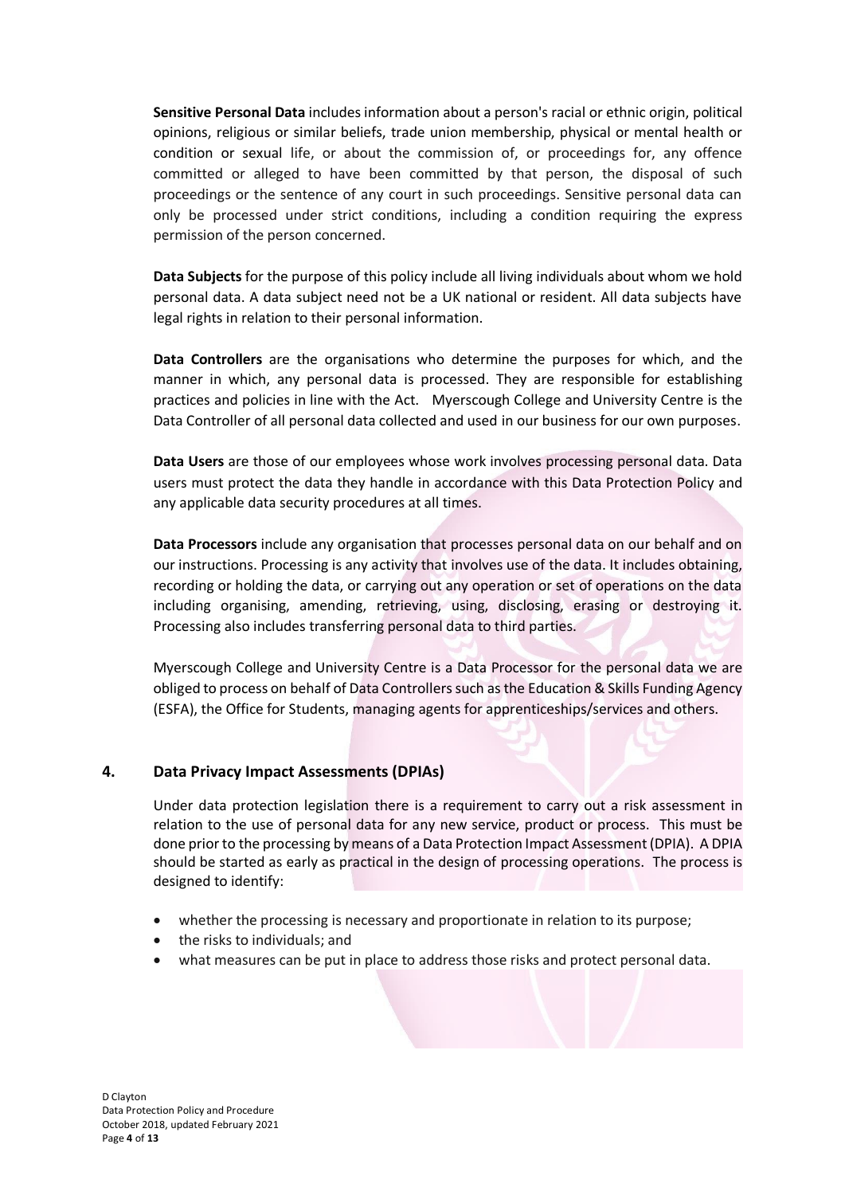**Sensitive Personal Data** includes information about a person's racial or ethnic origin, political opinions, religious or similar beliefs, trade union membership, physical or mental health or condition or sexual life, or about the commission of, or proceedings for, any offence committed or alleged to have been committed by that person, the disposal of such proceedings or the sentence of any court in such proceedings. Sensitive personal data can only be processed under strict conditions, including a condition requiring the express permission of the person concerned.

**Data Subjects** for the purpose of this policy include all living individuals about whom we hold personal data. A data subject need not be a UK national or resident. All data subjects have legal rights in relation to their personal information.

**Data Controllers** are the organisations who determine the purposes for which, and the manner in which, any personal data is processed. They are responsible for establishing practices and policies in line with the Act. Myerscough College and University Centre is the Data Controller of all personal data collected and used in our business for our own purposes.

**Data Users** are those of our employees whose work involves processing personal data. Data users must protect the data they handle in accordance with this Data Protection Policy and any applicable data security procedures at all times.

**Data Processors** include any organisation that processes personal data on our behalf and on our instructions. Processing is any activity that involves use of the data. It includes obtaining, recording or holding the data, or carrying out any operation or set of operations on the data including organising, amending, retrieving, using, disclosing, erasing or destroying it. Processing also includes transferring personal data to third parties.

Myerscough College and University Centre is a Data Processor for the personal data we are obliged to process on behalf of Data Controllers such as the Education & Skills Funding Agency (ESFA), the Office for Students, managing agents for apprenticeships/services and others.

## 4. Data Privacy Impact Assessments (DPIAs)

Under data protection legislation there is a requirement to carry out a risk assessment in relation to the use of personal data for any new service, product or process. This must be done prior to the processing by means of a Data Protection Impact Assessment (DPIA). A DPIA should be started as early as practical in the design of processing operations. The process is designed to identify:

- whether the processing is necessary and proportionate in relation to its purpose;
- the risks to individuals; and
- what measures can be put in place to address those risks and protect personal data.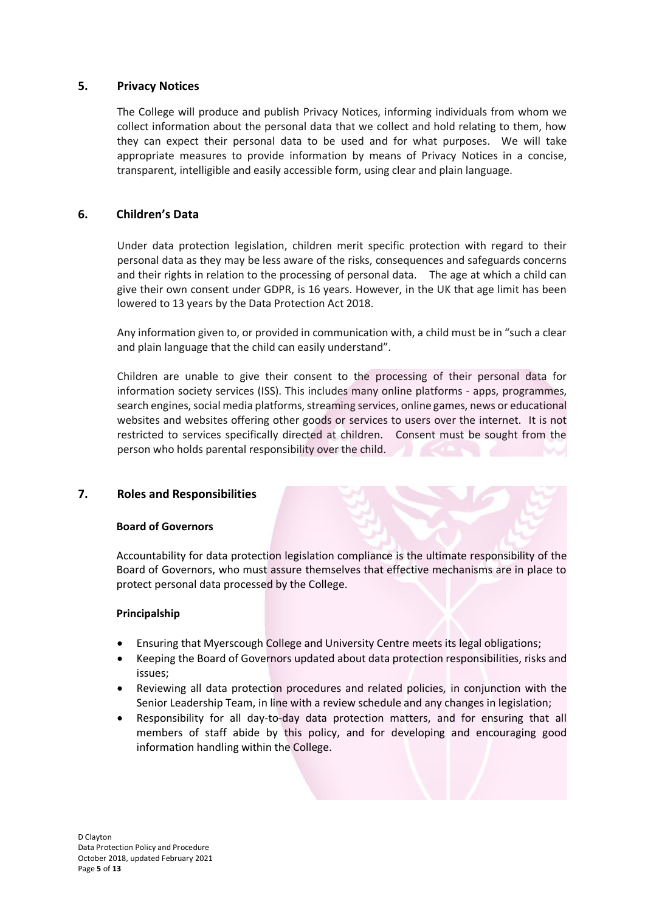## 5. Privacy Notices

The College will produce and publish Privacy Notices, informing individuals from whom we collect information about the personal data that we collect and hold relating to them, how they can expect their personal data to be used and for what purposes. We will take appropriate measures to provide information by means of Privacy Notices in a concise, transparent, intelligible and easily accessible form, using clear and plain language.

## 6. Children's Data

Under data protection legislation, children merit specific protection with regard to their personal data as they may be less aware of the risks, consequences and safeguards concerns and their rights in relation to the processing of personal data. The age at which a child can give their own consent under GDPR, is 16 years. However, in the UK that age limit has been lowered to 13 years by the Data Protection Act 2018.

Any information given to, or provided in communication with, a child must be in "such a clear and plain language that the child can easily understand".

Children are unable to give their consent to the processing of their personal data for information society services (ISS). This includes many online platforms - apps, programmes, search engines, social media platforms, streaming services, online games, news or educational websites and websites offering other goods or services to users over the internet. It is not restricted to services specifically directed at children. Consent must be sought from the person who holds parental responsibility over the child.

## 7. Roles and Responsibilities

**Board of Governors**

Accountability for data protection legislation compliance is the ultimate responsibility of the Board of Governors, who must assure themselves that effective mechanisms are in place to protect personal data processed by the College.

**Principalship**

- Ensuring that Myerscough College and University Centre meets its legal obligations;
- Keeping the Board of Governors updated about data protection responsibilities, risks and issues;
- Reviewing all data protection procedures and related policies, in conjunction with the Senior Leadership Team, in line with a review schedule and any changes in legislation;
- Responsibility for all day-to-day data protection matters, and for ensuring that all members of staff abide by this policy, and for developing and encouraging good information handling within the College.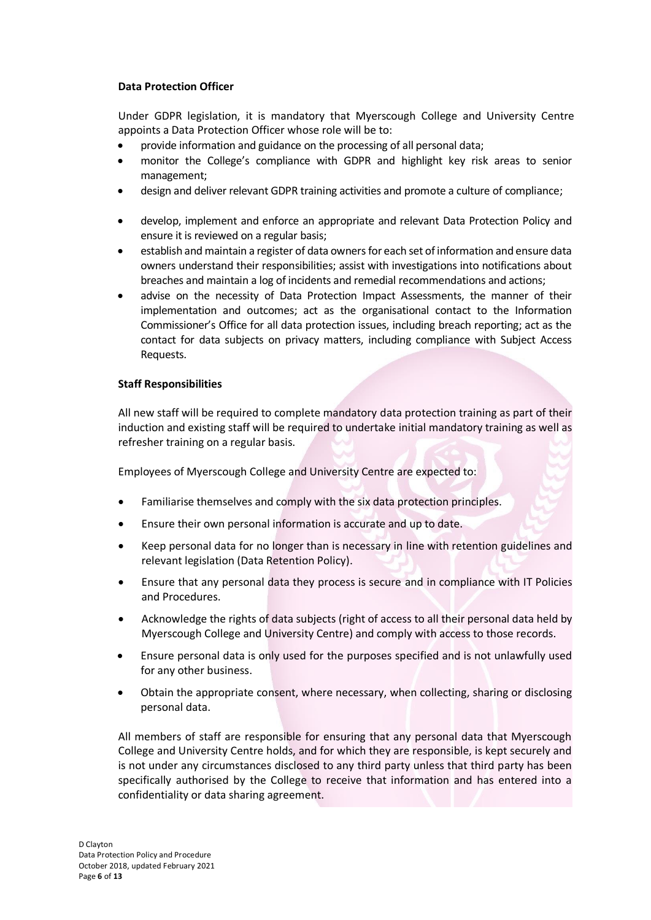**Data Protection Officer**

Under GDPR legislation, it is mandatory that Myerscough College and University Centre appoints a Data Protection Officer whose role will be to:

- provide information and guidance on the processing of all personal data;
- monitor the College's compliance with GDPR and highlight key risk areas to senior management;
- design and deliver relevant GDPR training activities and promote a culture of compliance;
- develop, implement and enforce an appropriate and relevant Data Protection Policy and ensure it is reviewed on a regular basis;
- establish and maintain a register of data owners for each set of information and ensure data owners understand their responsibilities; assist with investigations into notifications about breaches and maintain a log of incidents and remedial recommendations and actions;
- advise on the necessity of Data Protection Impact Assessments, the manner of their implementation and outcomes; act as the organisational contact to the Information Commissioner's Office for all data protection issues, including breach reporting; act as the contact for data subjects on privacy matters, including compliance with Subject Access Requests.

**Staff Responsibilities**

All new staff will be required to complete mandatory data protection training as part of their induction and existing staff will be required to undertake initial mandatory training as well as refresher training on a regular basis.

Employees of Myerscough College and University Centre are expected to:

- Familiarise themselves and comply with the six data protection principles.
- Ensure their own personal information is accurate and up to date.
- Keep personal data for no longer than is necessary in line with retention guidelines and relevant legislation (Data Retention Policy).
- Ensure that any personal data they process is secure and in compliance with IT Policies and Procedures.
- Acknowledge the rights of data subjects (right of access to all their personal data held by Myerscough College and University Centre) and comply with access to those records.
- Ensure personal data is only used for the purposes specified and is not unlawfully used for any other business.
- Obtain the appropriate consent, where necessary, when collecting, sharing or disclosing personal data.

All members of staff are responsible for ensuring that any personal data that Myerscough College and University Centre holds, and for which they are responsible, is kept securely and is not under any circumstances disclosed to any third party unless that third party has been specifically authorised by the College to receive that information and has entered into a confidentiality or data sharing agreement.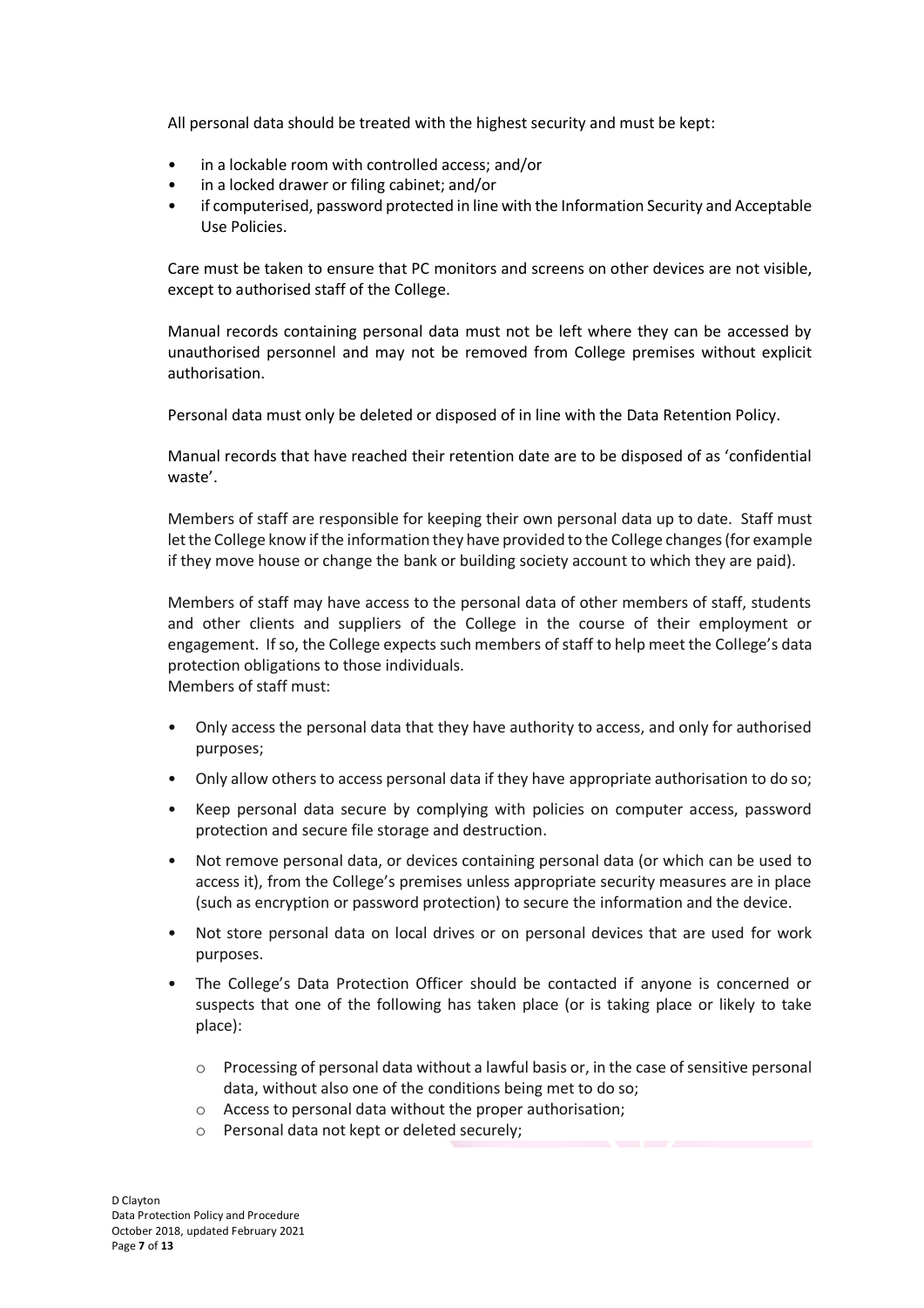All personal data should be treated with the highest security and must be kept:

- in a lockable room with controlled access; and/or
- in a locked drawer or filing cabinet; and/or
- if computerised, password protected in line with the Information Security and Acceptable Use Policies.

Care must be taken to ensure that PC monitors and screens on other devices are not visible, except to authorised staff of the College.

Manual records containing personal data must not be left where they can be accessed by unauthorised personnel and may not be removed from College premises without explicit authorisation.

Personal data must only be deleted or disposed of in line with the Data Retention Policy.

Manual records that have reached their retention date are to be disposed of as 'confidential waste'.

Members of staff are responsible for keeping their own personal data up to date. Staff must let the College know if the information they have provided to the College changes (for example if they move house or change the bank or building society account to which they are paid).

Members of staff may have access to the personal data of other members of staff, students and other clients and suppliers of the College in the course of their employment or engagement. If so, the College expects such members of staff to help meet the College's data protection obligations to those individuals.
Members of staff must:

- Only access the personal data that they have authority to access, and only for authorised purposes;
- Only allow others to access personal data if they have appropriate authorisation to do so;
- Keep personal data secure by complying with policies on computer access, password protection and secure file storage and destruction.
- Not remove personal data, or devices containing personal data (or which can be used to access it), from the College's premises unless appropriate security measures are in place (such as encryption or password protection) to secure the information and the device.
- Not store personal data on local drives or on personal devices that are used for work purposes.
- The College's Data Protection Officer should be contacted if anyone is concerned or suspects that one of the following has taken place (or is taking place or likely to take place):
  - Processing of personal data without a lawful basis or, in the case of sensitive personal data, without also one of the conditions being met to do so;
  - Access to personal data without the proper authorisation;
  - Personal data not kept or deleted securely;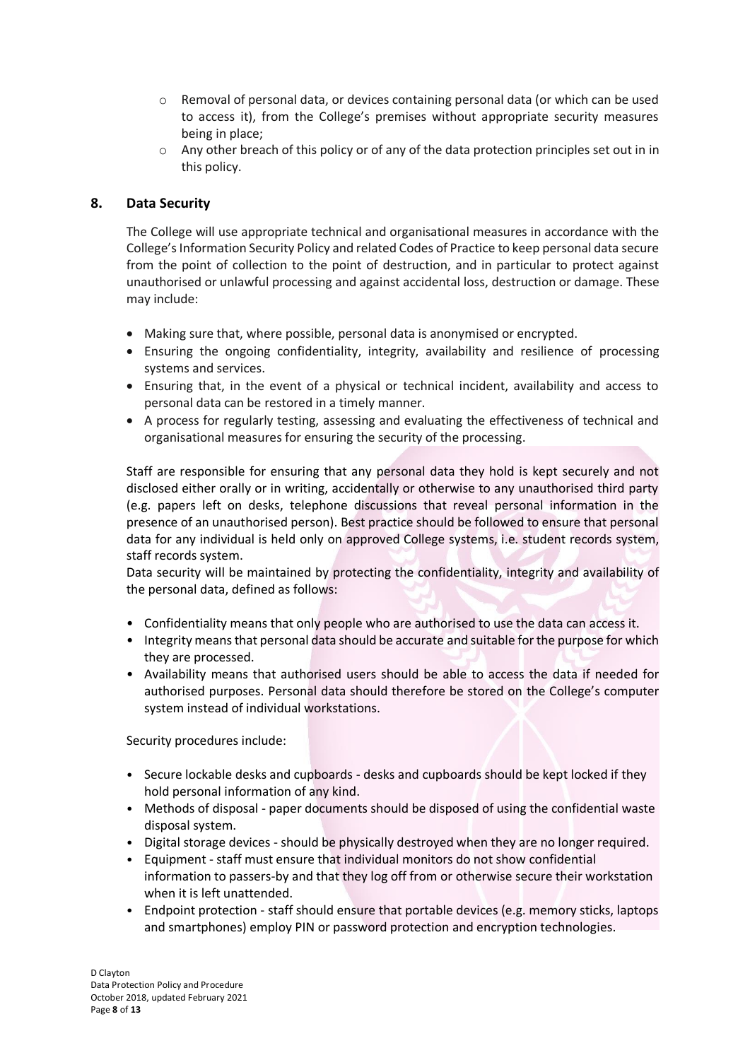- Removal of personal data, or devices containing personal data (or which can be used to access it), from the College's premises without appropriate security measures being in place;
- Any other breach of this policy or of any of the data protection principles set out in in this policy.

## 8. Data Security

The College will use appropriate technical and organisational measures in accordance with the College's Information Security Policy and related Codes of Practice to keep personal data secure from the point of collection to the point of destruction, and in particular to protect against unauthorised or unlawful processing and against accidental loss, destruction or damage. These may include:

- Making sure that, where possible, personal data is anonymised or encrypted.
- Ensuring the ongoing confidentiality, integrity, availability and resilience of processing systems and services.
- Ensuring that, in the event of a physical or technical incident, availability and access to personal data can be restored in a timely manner.
- A process for regularly testing, assessing and evaluating the effectiveness of technical and organisational measures for ensuring the security of the processing.

Staff are responsible for ensuring that any personal data they hold is kept securely and not disclosed either orally or in writing, accidentally or otherwise to any unauthorised third party (e.g. papers left on desks, telephone discussions that reveal personal information in the presence of an unauthorised person). Best practice should be followed to ensure that personal data for any individual is held only on approved College systems, i.e. student records system, staff records system.

Data security will be maintained by protecting the confidentiality, integrity and availability of the personal data, defined as follows:

- Confidentiality means that only people who are authorised to use the data can access it.
- Integrity means that personal data should be accurate and suitable for the purpose for which they are processed.
- Availability means that authorised users should be able to access the data if needed for authorised purposes. Personal data should therefore be stored on the College's computer system instead of individual workstations.

Security procedures include:

- Secure lockable desks and cupboards - desks and cupboards should be kept locked if they hold personal information of any kind.
- Methods of disposal - paper documents should be disposed of using the confidential waste disposal system.
- Digital storage devices - should be physically destroyed when they are no longer required.
- Equipment - staff must ensure that individual monitors do not show confidential information to passers-by and that they log off from or otherwise secure their workstation when it is left unattended.
- Endpoint protection - staff should ensure that portable devices (e.g. memory sticks, laptops and smartphones) employ PIN or password protection and encryption technologies.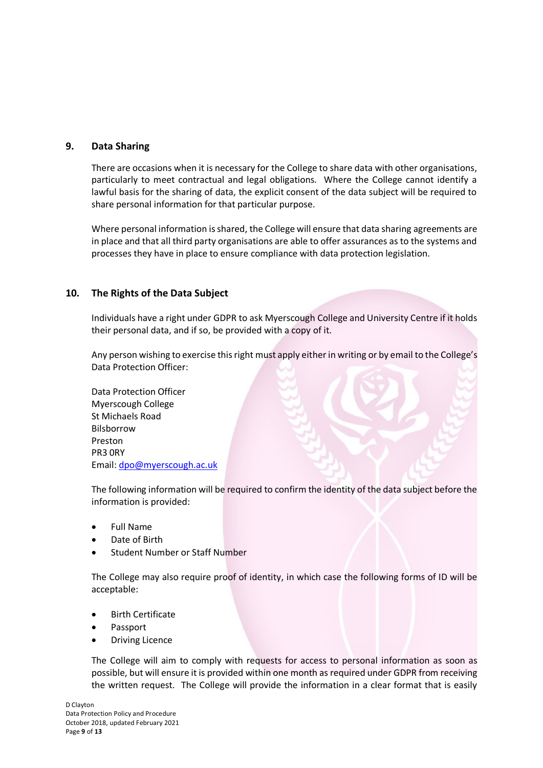## 9. Data Sharing

There are occasions when it is necessary for the College to share data with other organisations, particularly to meet contractual and legal obligations. Where the College cannot identify a lawful basis for the sharing of data, the explicit consent of the data subject will be required to share personal information for that particular purpose.

Where personal information is shared, the College will ensure that data sharing agreements are in place and that all third party organisations are able to offer assurances as to the systems and processes they have in place to ensure compliance with data protection legislation.

## 10. The Rights of the Data Subject

Individuals have a right under GDPR to ask Myerscough College and University Centre if it holds their personal data, and if so, be provided with a copy of it.

Any person wishing to exercise this right must apply either in writing or by email to the College's Data Protection Officer:

Data Protection Officer
Myerscough College
St Michaels Road
Bilsborrow
Preston
PR3 0RY
Email: dpo@myerscough.ac.uk

The following information will be required to confirm the identity of the data subject before the information is provided:

- Full Name
- Date of Birth
- Student Number or Staff Number

The College may also require proof of identity, in which case the following forms of ID will be acceptable:

- Birth Certificate
- Passport
- Driving Licence

The College will aim to comply with requests for access to personal information as soon as possible, but will ensure it is provided within one month as required under GDPR from receiving the written request. The College will provide the information in a clear format that is easily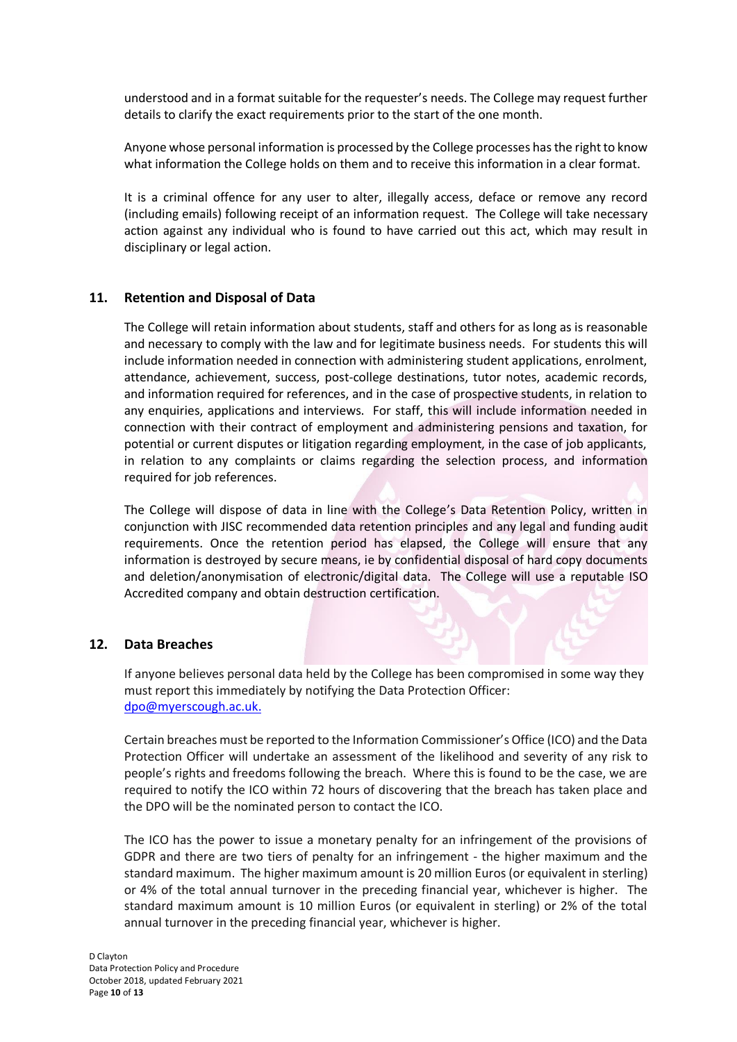understood and in a format suitable for the requester's needs. The College may request further details to clarify the exact requirements prior to the start of the one month.

Anyone whose personal information is processed by the College processes has the right to know what information the College holds on them and to receive this information in a clear format.

It is a criminal offence for any user to alter, illegally access, deface or remove any record (including emails) following receipt of an information request. The College will take necessary action against any individual who is found to have carried out this act, which may result in disciplinary or legal action.

## 11. Retention and Disposal of Data

The College will retain information about students, staff and others for as long as is reasonable and necessary to comply with the law and for legitimate business needs. For students this will include information needed in connection with administering student applications, enrolment, attendance, achievement, success, post-college destinations, tutor notes, academic records, and information required for references, and in the case of prospective students, in relation to any enquiries, applications and interviews. For staff, this will include information needed in connection with their contract of employment and administering pensions and taxation, for potential or current disputes or litigation regarding employment, in the case of job applicants, in relation to any complaints or claims regarding the selection process, and information required for job references.

The College will dispose of data in line with the College's Data Retention Policy, written in conjunction with JISC recommended data retention principles and any legal and funding audit requirements. Once the retention period has elapsed, the College will ensure that any information is destroyed by secure means, ie by confidential disposal of hard copy documents and deletion/anonymisation of electronic/digital data. The College will use a reputable ISO Accredited company and obtain destruction certification.

## 12. Data Breaches

If anyone believes personal data held by the College has been compromised in some way they must report this immediately by notifying the Data Protection Officer: dpo@myerscough.ac.uk.

Certain breaches must be reported to the Information Commissioner's Office (ICO) and the Data Protection Officer will undertake an assessment of the likelihood and severity of any risk to people's rights and freedoms following the breach. Where this is found to be the case, we are required to notify the ICO within 72 hours of discovering that the breach has taken place and the DPO will be the nominated person to contact the ICO.

The ICO has the power to issue a monetary penalty for an infringement of the provisions of GDPR and there are two tiers of penalty for an infringement - the higher maximum and the standard maximum. The higher maximum amount is 20 million Euros (or equivalent in sterling) or 4% of the total annual turnover in the preceding financial year, whichever is higher. The standard maximum amount is 10 million Euros (or equivalent in sterling) or 2% of the total annual turnover in the preceding financial year, whichever is higher.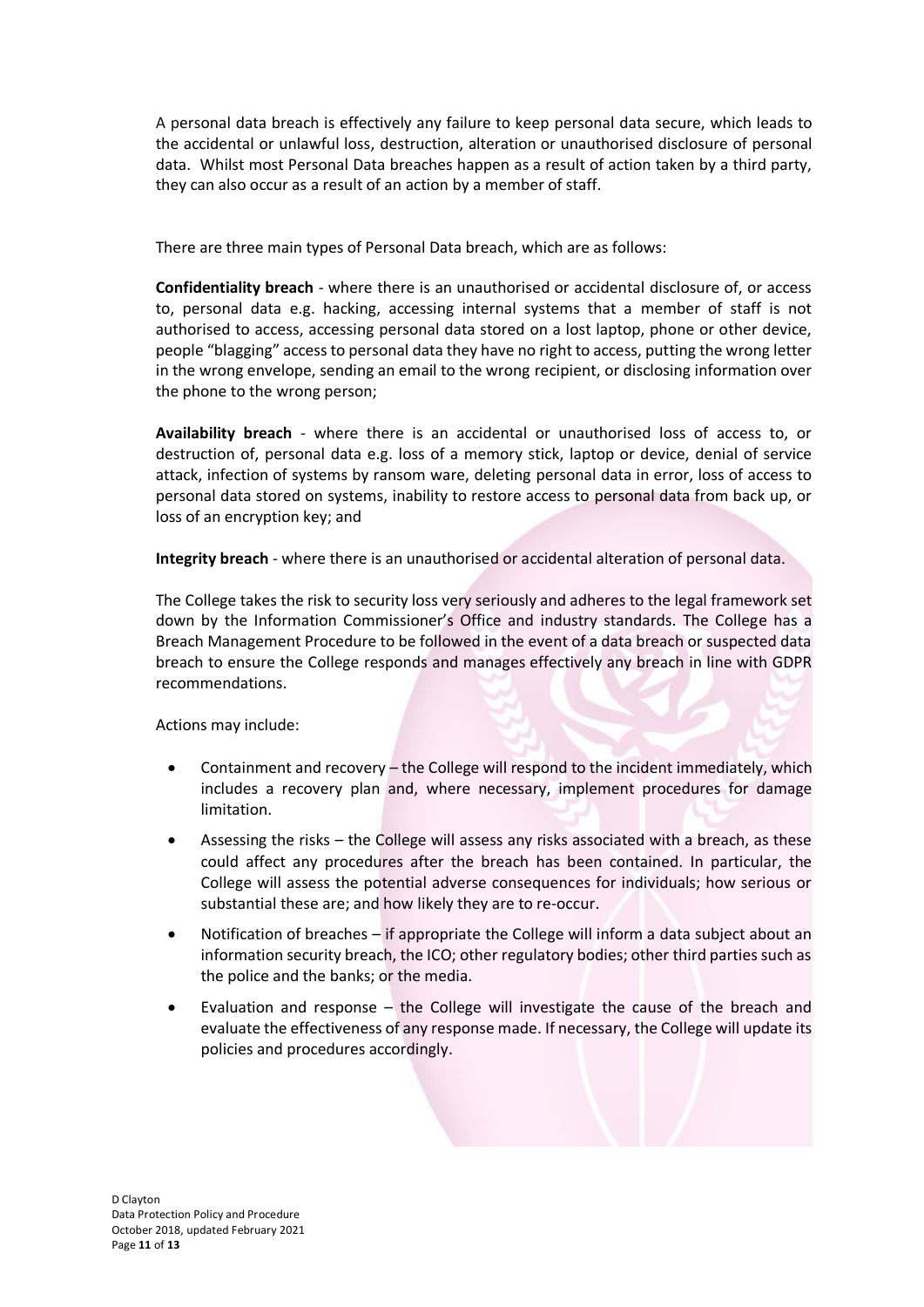A personal data breach is effectively any failure to keep personal data secure, which leads to the accidental or unlawful loss, destruction, alteration or unauthorised disclosure of personal data. Whilst most Personal Data breaches happen as a result of action taken by a third party, they can also occur as a result of an action by a member of staff.

There are three main types of Personal Data breach, which are as follows:

**Confidentiality breach** - where there is an unauthorised or accidental disclosure of, or access to, personal data e.g. hacking, accessing internal systems that a member of staff is not authorised to access, accessing personal data stored on a lost laptop, phone or other device, people "blagging" access to personal data they have no right to access, putting the wrong letter in the wrong envelope, sending an email to the wrong recipient, or disclosing information over the phone to the wrong person;

**Availability breach** - where there is an accidental or unauthorised loss of access to, or destruction of, personal data e.g. loss of a memory stick, laptop or device, denial of service attack, infection of systems by ransom ware, deleting personal data in error, loss of access to personal data stored on systems, inability to restore access to personal data from back up, or loss of an encryption key; and

**Integrity breach** - where there is an unauthorised or accidental alteration of personal data.

The College takes the risk to security loss very seriously and adheres to the legal framework set down by the Information Commissioner's Office and industry standards. The College has a Breach Management Procedure to be followed in the event of a data breach or suspected data breach to ensure the College responds and manages effectively any breach in line with GDPR recommendations.

Actions may include:

- Containment and recovery – the College will respond to the incident immediately, which includes a recovery plan and, where necessary, implement procedures for damage limitation.
- Assessing the risks – the College will assess any risks associated with a breach, as these could affect any procedures after the breach has been contained. In particular, the College will assess the potential adverse consequences for individuals; how serious or substantial these are; and how likely they are to re-occur.
- Notification of breaches – if appropriate the College will inform a data subject about an information security breach, the ICO; other regulatory bodies; other third parties such as the police and the banks; or the media.
- Evaluation and response – the College will investigate the cause of the breach and evaluate the effectiveness of any response made. If necessary, the College will update its policies and procedures accordingly.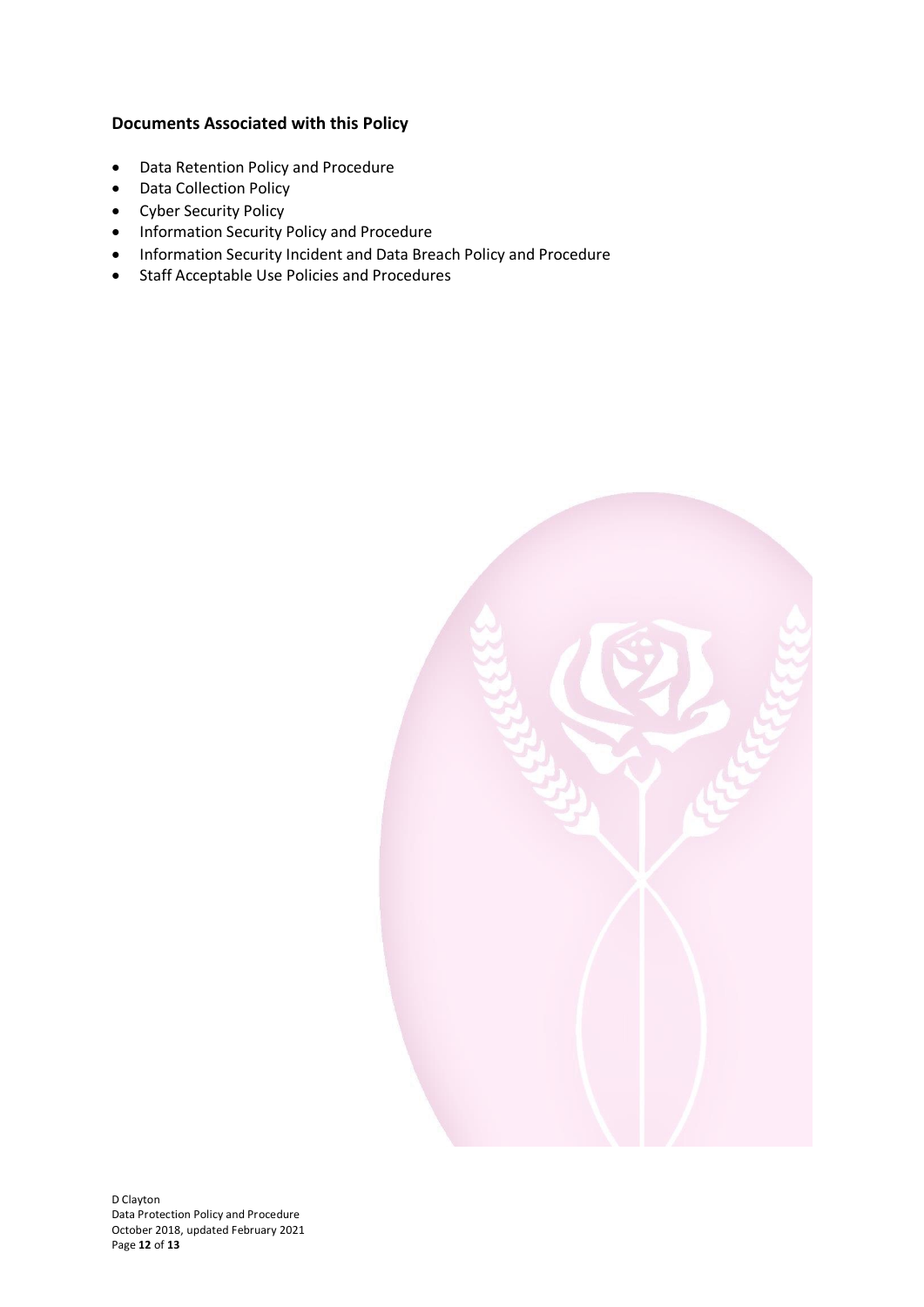## Documents Associated with this Policy

- Data Retention Policy and Procedure
- Data Collection Policy
- Cyber Security Policy
- Information Security Policy and Procedure
- Information Security Incident and Data Breach Policy and Procedure
- Staff Acceptable Use Policies and Procedures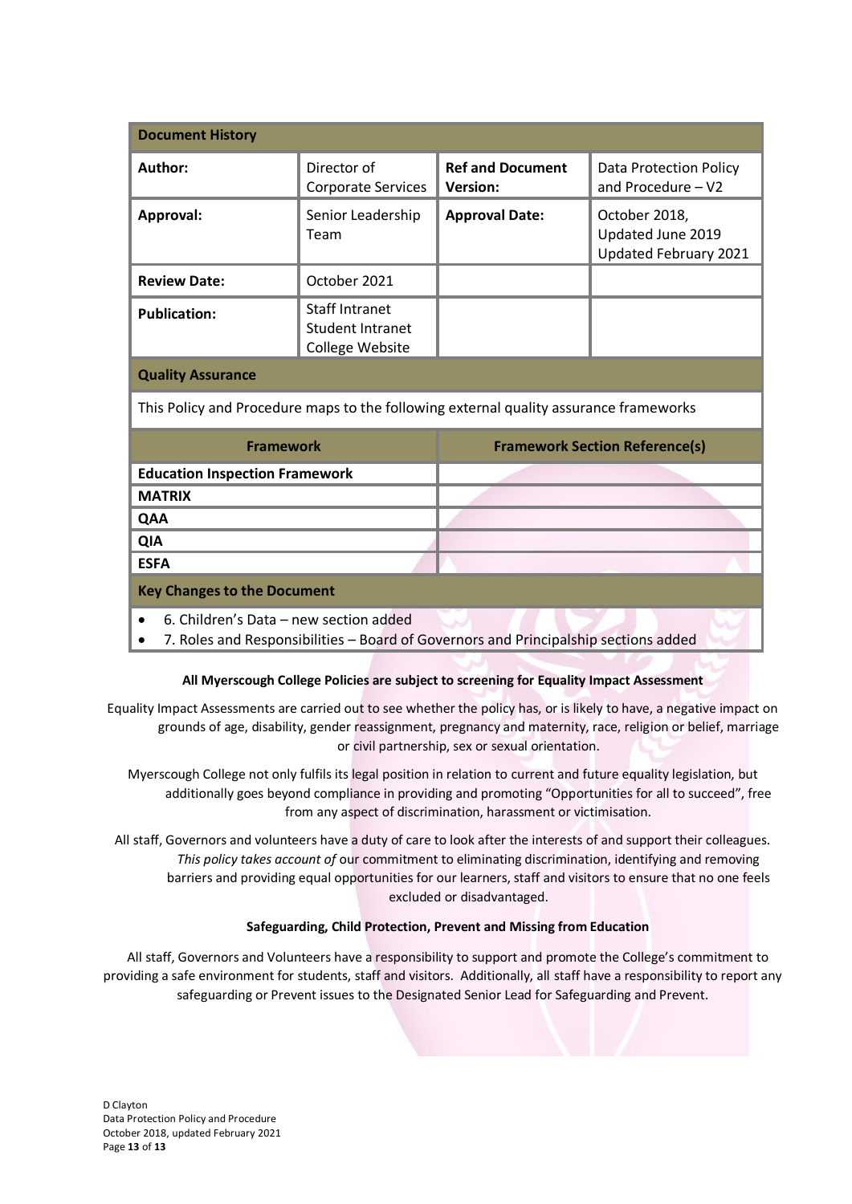| **Document History** | | | |
|---|---|---|---|
| **Author:** | Director of Corporate Services | **Ref and Document Version:** | Data Protection Policy and Procedure – V2 |
| **Approval:** | Senior Leadership Team | **Approval Date:** | October 2018, Updated June 2019 Updated February 2021 |
| **Review Date:** | October 2021 | | |
| **Publication:** | Staff Intranet Student Intranet College Website | | |

**Quality Assurance**

This Policy and Procedure maps to the following external quality assurance frameworks

| Framework | Framework Section Reference(s) |
|---|---|
| **Education Inspection Framework** | |
| **MATRIX** | |
| **QAA** | |
| **QIA** | |
| **ESFA** | |

**Key Changes to the Document**

- 6. Children's Data – new section added
- 7. Roles and Responsibilities – Board of Governors and Principalship sections added

**All Myerscough College Policies are subject to screening for Equality Impact Assessment**

Equality Impact Assessments are carried out to see whether the policy has, or is likely to have, a negative impact on grounds of age, disability, gender reassignment, pregnancy and maternity, race, religion or belief, marriage or civil partnership, sex or sexual orientation.

Myerscough College not only fulfils its legal position in relation to current and future equality legislation, but additionally goes beyond compliance in providing and promoting "Opportunities for all to succeed", free from any aspect of discrimination, harassment or victimisation.

All staff, Governors and volunteers have a duty of care to look after the interests of and support their colleagues. *This policy takes account of* our commitment to eliminating discrimination, identifying and removing barriers and providing equal opportunities for our learners, staff and visitors to ensure that no one feels excluded or disadvantaged.

**Safeguarding, Child Protection, Prevent and Missing from Education**

All staff, Governors and Volunteers have a responsibility to support and promote the College's commitment to providing a safe environment for students, staff and visitors. Additionally, all staff have a responsibility to report any safeguarding or Prevent issues to the Designated Senior Lead for Safeguarding and Prevent.